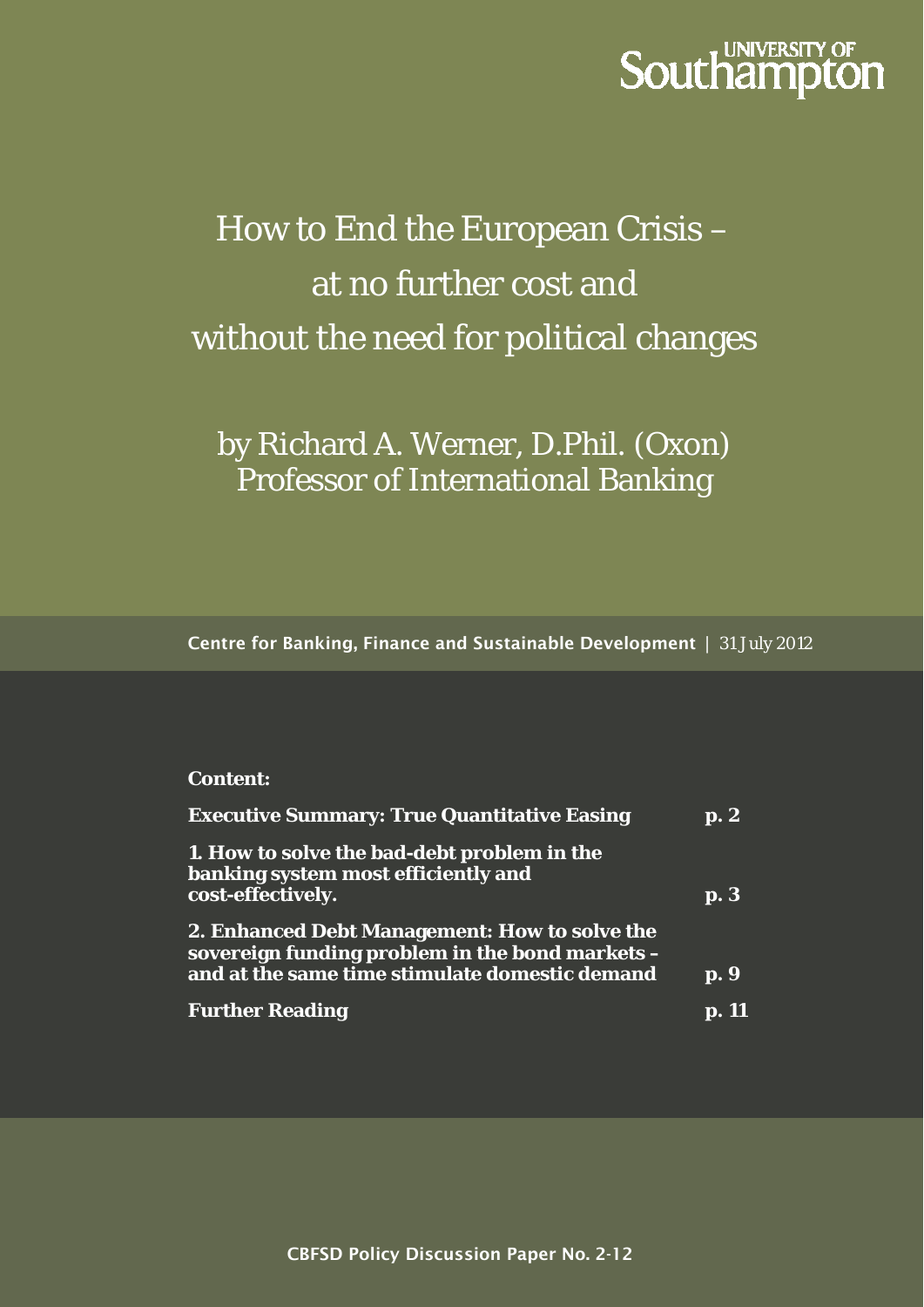UNIVERSITY OF Southampton

# How to End the European Crisis – at no further cost and without the need for political changes

by Richard A. Werner, D.Phil. (Oxon)
Professor of International Banking

**Centre for Banking, Finance and Sustainable Development** | 31 July 2012

**Content:**

| | |
|---|---|
| **Executive Summary: True Quantitative Easing** | **p. 2** |
| **1. How to solve the bad-debt problem in the banking system most efficiently and cost-effectively.** | **p. 3** |
| **2. Enhanced Debt Management: How to solve the sovereign funding problem in the bond markets – and at the same time stimulate domestic demand** | **p. 9** |
| **Further Reading** | **p. 11** |

CBFSD Policy Discussion Paper No. 2-12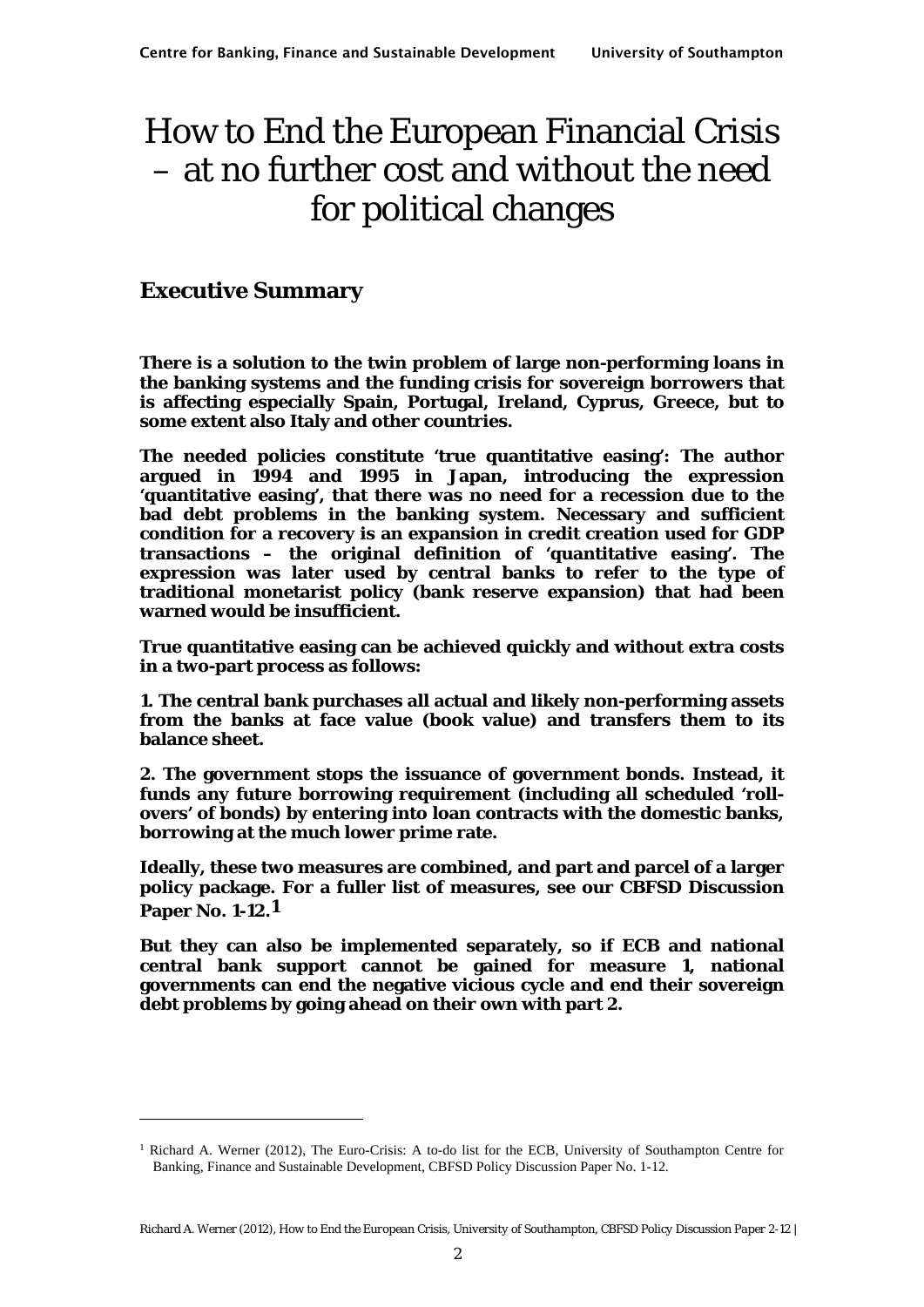# How to End the European Financial Crisis – at no further cost and without the need for political changes

## Executive Summary

**There is a solution to the twin problem of large non-performing loans in the banking systems and the funding crisis for sovereign borrowers that is affecting especially Spain, Portugal, Ireland, Cyprus, Greece, but to some extent also Italy and other countries.**

**The needed policies constitute 'true quantitative easing': The author argued in 1994 and 1995 in Japan, introducing the expression 'quantitative easing', that there was no need for a recession due to the bad debt problems in the banking system. Necessary and sufficient condition for a recovery is an expansion in credit creation used for GDP transactions – the original definition of 'quantitative easing'. The expression was later used by central banks to refer to the type of traditional monetarist policy (bank reserve expansion) that had been warned would be insufficient.**

**True quantitative easing can be achieved quickly and without extra costs in a two-part process as follows:**

**1. The central bank purchases all actual and likely non-performing assets from the banks at face value (book value) and transfers them to its balance sheet.**

**2. The government stops the issuance of government bonds. Instead, it funds any future borrowing requirement (including all scheduled 'roll-overs' of bonds) by entering into loan contracts with the domestic banks, borrowing at the much lower prime rate.**

**Ideally, these two measures are combined, and part and parcel of a larger policy package. For a fuller list of measures, see our CBFSD Discussion Paper No. 1-12.[1]**

**But they can also be implemented separately, so if ECB and national central bank support cannot be gained for measure 1, national governments can end the negative vicious cycle and end their sovereign debt problems by going ahead on their own with part 2.**

---

[1] Richard A. Werner (2012), The Euro-Crisis: A to-do list for the ECB, University of Southampton Centre for Banking, Finance and Sustainable Development, CBFSD Policy Discussion Paper No. 1-12.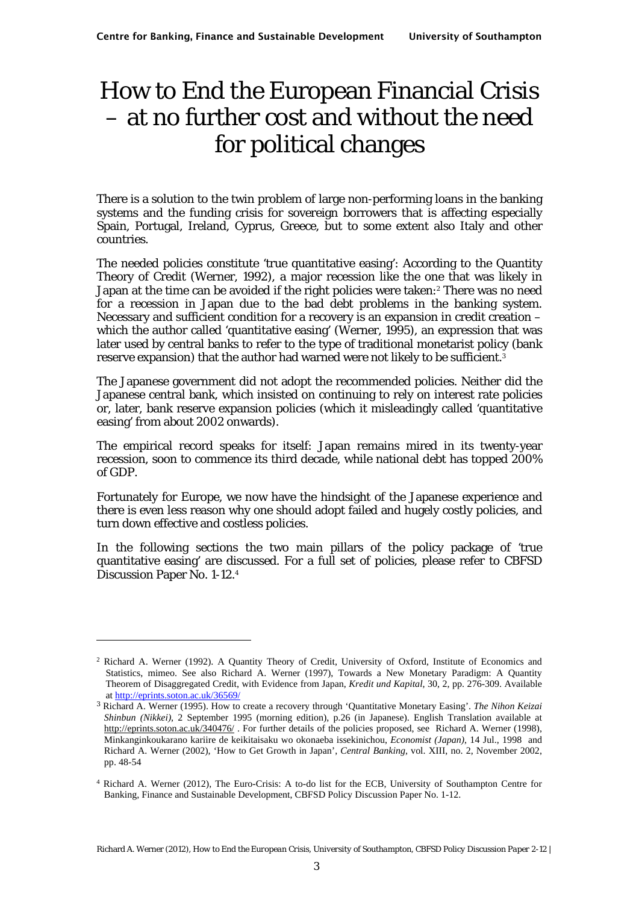# How to End the European Financial Crisis – at no further cost and without the need for political changes

There is a solution to the twin problem of large non-performing loans in the banking systems and the funding crisis for sovereign borrowers that is affecting especially Spain, Portugal, Ireland, Cyprus, Greece, but to some extent also Italy and other countries.

The needed policies constitute 'true quantitative easing': According to the Quantity Theory of Credit (Werner, 1992), a major recession like the one that was likely in Japan at the time can be avoided if the right policies were taken:[2] There was no need for a recession in Japan due to the bad debt problems in the banking system. Necessary and sufficient condition for a recovery is an expansion in credit creation – which the author called 'quantitative easing' (Werner, 1995), an expression that was later used by central banks to refer to the type of traditional monetarist policy (bank reserve expansion) that the author had warned were not likely to be sufficient.[3]

The Japanese government did not adopt the recommended policies. Neither did the Japanese central bank, which insisted on continuing to rely on interest rate policies or, later, bank reserve expansion policies (which it misleadingly called 'quantitative easing' from about 2002 onwards).

The empirical record speaks for itself: Japan remains mired in its twenty-year recession, soon to commence its third decade, while national debt has topped 200% of GDP.

Fortunately for Europe, we now have the hindsight of the Japanese experience and there is even less reason why one should adopt failed and hugely costly policies, and turn down effective and costless policies.

In the following sections the two main pillars of the policy package of 'true quantitative easing' are discussed. For a full set of policies, please refer to CBFSD Discussion Paper No. 1-12.[4]

---

[2] Richard A. Werner (1992). A Quantity Theory of Credit, University of Oxford, Institute of Economics and Statistics, mimeo. See also Richard A. Werner (1997), Towards a New Monetary Paradigm: A Quantity Theorem of Disaggregated Credit, with Evidence from Japan, *Kredit und Kapital*, 30, 2, pp. 276-309. Available at http://eprints.soton.ac.uk/36569/

[3] Richard A. Werner (1995). How to create a recovery through 'Quantitative Monetary Easing'. *The Nihon Keizai Shinbun (Nikkei)*, 2 September 1995 (morning edition), p.26 (in Japanese). English Translation available at http://eprints.soton.ac.uk/340476/ . For further details of the policies proposed, see Richard A. Werner (1998), Minkanginkoukarano kariire de keikitaisaku wo okonaeba issekinichou, *Economist (Japan)*, 14 Jul., 1998 and Richard A. Werner (2002), 'How to Get Growth in Japan', *Central Banking*, vol. XIII, no. 2, November 2002, pp. 48-54

[4] Richard A. Werner (2012), The Euro-Crisis: A to-do list for the ECB, University of Southampton Centre for Banking, Finance and Sustainable Development, CBFSD Policy Discussion Paper No. 1-12.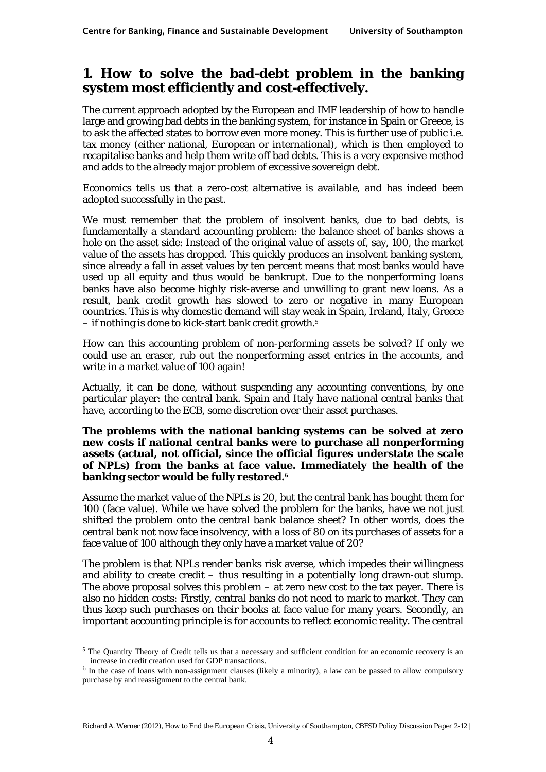## 1. How to solve the bad-debt problem in the banking system most efficiently and cost-effectively.

The current approach adopted by the European and IMF leadership of how to handle large and growing bad debts in the banking system, for instance in Spain or Greece, is to ask the affected states to borrow even more money. This is further use of public i.e. tax money (either national, European or international), which is then employed to recapitalise banks and help them write off bad debts. This is a very expensive method and adds to the already major problem of excessive sovereign debt.

Economics tells us that a zero-cost alternative is available, and has indeed been adopted successfully in the past.

We must remember that the problem of insolvent banks, due to bad debts, is fundamentally a standard accounting problem: the balance sheet of banks shows a hole on the asset side: Instead of the original value of assets of, say, 100, the market value of the assets has dropped. This quickly produces an insolvent banking system, since already a fall in asset values by ten percent means that most banks would have used up all equity and thus would be bankrupt. Due to the nonperforming loans banks have also become highly risk-averse and unwilling to grant new loans. As a result, bank credit growth has slowed to zero or negative in many European countries. This is why domestic demand will stay weak in Spain, Ireland, Italy, Greece – if nothing is done to kick-start bank credit growth.[5]

How can this accounting problem of non-performing assets be solved? If only we could use an eraser, rub out the nonperforming asset entries in the accounts, and write in a market value of 100 again!

Actually, it can be done, without suspending any accounting conventions, by one particular player: the central bank. Spain and Italy have national central banks that have, according to the ECB, some discretion over their asset purchases.

**The problems with the national banking systems can be solved at zero new costs if national central banks were to purchase all nonperforming assets (actual, not official, since the official figures understate the scale of NPLs) from the banks at face value. Immediately the health of the banking sector would be fully restored.[6]**

Assume the market value of the NPLs is 20, but the central bank has bought them for 100 (face value). While we have solved the problem for the banks, have we not just shifted the problem onto the central bank balance sheet? In other words, does the central bank not now face insolvency, with a loss of 80 on its purchases of assets for a face value of 100 although they only have a market value of 20?

The problem is that NPLs render banks risk averse, which impedes their willingness and ability to create credit – thus resulting in a potentially long drawn-out slump. The above proposal solves this problem – at zero new cost to the tax payer. There is also no hidden costs: Firstly, central banks do not need to mark to market. They can thus keep such purchases on their books at face value for many years. Secondly, an important accounting principle is for accounts to reflect economic reality. The central

[5] The Quantity Theory of Credit tells us that a necessary and sufficient condition for an economic recovery is an increase in credit creation used for GDP transactions.

[6] In the case of loans with non-assignment clauses (likely a minority), a law can be passed to allow compulsory purchase by and reassignment to the central bank.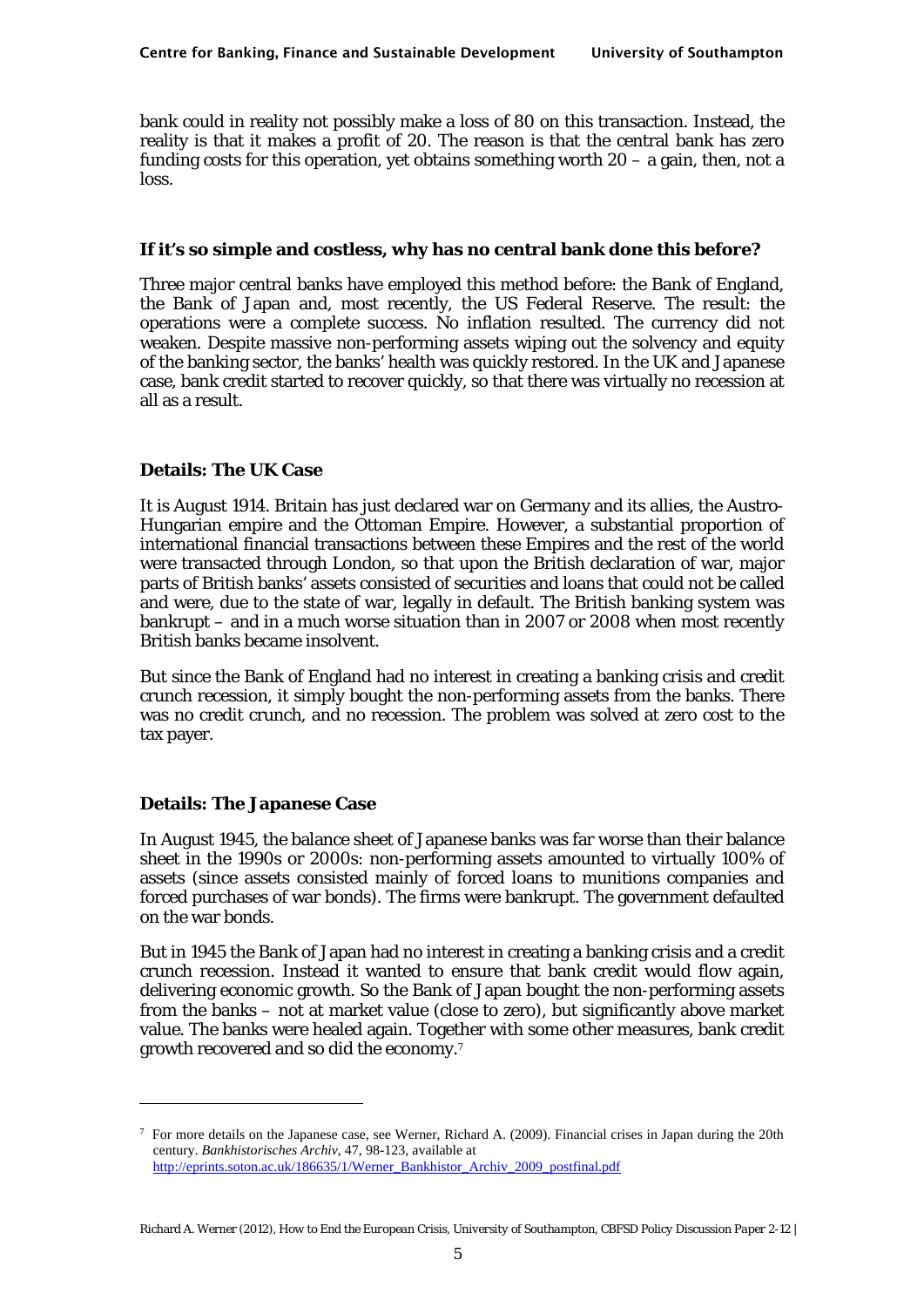bank could in reality not possibly make a loss of 80 on this transaction. Instead, the reality is that it makes a profit of 20. The reason is that the central bank has zero funding costs for this operation, yet obtains something worth 20 – a gain, then, not a loss.

### If it's so simple and costless, why has no central bank done this before?

Three major central banks have employed this method before: the Bank of England, the Bank of Japan and, most recently, the US Federal Reserve. The result: the operations were a complete success. No inflation resulted. The currency did not weaken. Despite massive non-performing assets wiping out the solvency and equity of the banking sector, the banks' health was quickly restored. In the UK and Japanese case, bank credit started to recover quickly, so that there was virtually no recession at all as a result.

### Details: The UK Case

It is August 1914. Britain has just declared war on Germany and its allies, the Austro-Hungarian empire and the Ottoman Empire. However, a substantial proportion of international financial transactions between these Empires and the rest of the world were transacted through London, so that upon the British declaration of war, major parts of British banks' assets consisted of securities and loans that could not be called and were, due to the state of war, legally in default. The British banking system was bankrupt – and in a much worse situation than in 2007 or 2008 when most recently British banks became insolvent.

But since the Bank of England had no interest in creating a banking crisis and credit crunch recession, it simply bought the non-performing assets from the banks. There was no credit crunch, and no recession. The problem was solved at zero cost to the tax payer.

### Details: The Japanese Case

In August 1945, the balance sheet of Japanese banks was far worse than their balance sheet in the 1990s or 2000s: non-performing assets amounted to virtually 100% of assets (since assets consisted mainly of forced loans to munitions companies and forced purchases of war bonds). The firms were bankrupt. The government defaulted on the war bonds.

But in 1945 the Bank of Japan had no interest in creating a banking crisis and a credit crunch recession. Instead it wanted to ensure that bank credit would flow again, delivering economic growth. So the Bank of Japan bought the non-performing assets from the banks – not at market value (close to zero), but significantly above market value. The banks were healed again. Together with some other measures, bank credit growth recovered and so did the economy.[7]

---

[7] For more details on the Japanese case, see Werner, Richard A. (2009). Financial crises in Japan during the 20th century. *Bankhistorisches Archiv*, 47, 98-123, available at http://eprints.soton.ac.uk/186635/1/Werner_Bankhistor_Archiv_2009_postfinal.pdf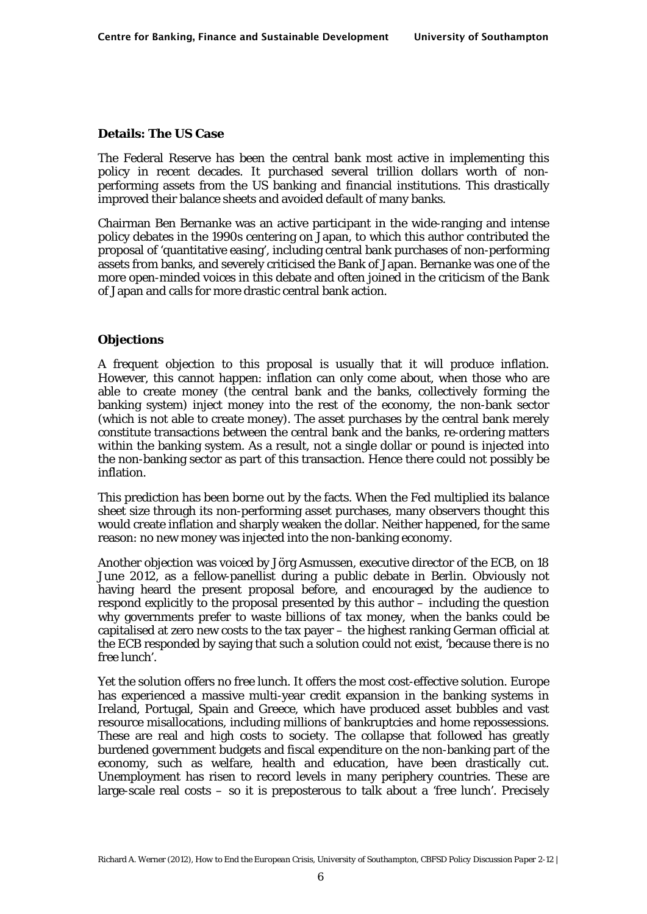### Details: The US Case

The Federal Reserve has been the central bank most active in implementing this policy in recent decades. It purchased several trillion dollars worth of non-performing assets from the US banking and financial institutions. This drastically improved their balance sheets and avoided default of many banks.

Chairman Ben Bernanke was an active participant in the wide-ranging and intense policy debates in the 1990s centering on Japan, to which this author contributed the proposal of 'quantitative easing', including central bank purchases of non-performing assets from banks, and severely criticised the Bank of Japan. Bernanke was one of the more open-minded voices in this debate and often joined in the criticism of the Bank of Japan and calls for more drastic central bank action.

### Objections

A frequent objection to this proposal is usually that it will produce inflation. However, this cannot happen: inflation can only come about, when those who are able to create money (the central bank and the banks, collectively forming the banking system) inject money into the rest of the economy, the non-bank sector (which is not able to create money). The asset purchases by the central bank merely constitute transactions between the central bank and the banks, re-ordering matters within the banking system. As a result, not a single dollar or pound is injected into the non-banking sector as part of this transaction. Hence there could not possibly be inflation.

This prediction has been borne out by the facts. When the Fed multiplied its balance sheet size through its non-performing asset purchases, many observers thought this would create inflation and sharply weaken the dollar. Neither happened, for the same reason: no new money was injected into the non-banking economy.

Another objection was voiced by Jörg Asmussen, executive director of the ECB, on 18 June 2012, as a fellow-panellist during a public debate in Berlin. Obviously not having heard the present proposal before, and encouraged by the audience to respond explicitly to the proposal presented by this author – including the question why governments prefer to waste billions of tax money, when the banks could be capitalised at zero new costs to the tax payer – the highest ranking German official at the ECB responded by saying that such a solution could not exist, 'because there is no free lunch'.

Yet the solution offers no free lunch. It offers the most cost-effective solution. Europe has experienced a massive multi-year credit expansion in the banking systems in Ireland, Portugal, Spain and Greece, which have produced asset bubbles and vast resource misallocations, including millions of bankruptcies and home repossessions. These are real and high costs to society. The collapse that followed has greatly burdened government budgets and fiscal expenditure on the non-banking part of the economy, such as welfare, health and education, have been drastically cut. Unemployment has risen to record levels in many periphery countries. These are large-scale real costs – so it is preposterous to talk about a 'free lunch'. Precisely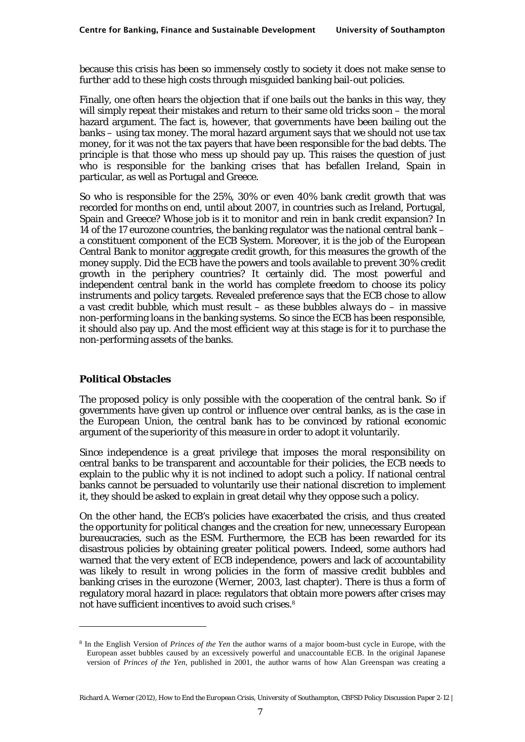because this crisis has been so immensely costly to society it does not make sense to further add to these high costs through misguided banking bail-out policies.

Finally, one often hears the objection that if one bails out the banks in this way, they will simply repeat their mistakes and return to their same old tricks soon – the moral hazard argument. The fact is, however, that governments have been bailing out the banks – using tax money. The moral hazard argument says that we should not use tax money, for it was not the tax payers that have been responsible for the bad debts. The principle is that those who mess up should pay up. This raises the question of just who is responsible for the banking crises that has befallen Ireland, Spain in particular, as well as Portugal and Greece.

So who is responsible for the 25%, 30% or even 40% bank credit growth that was recorded for months on end, until about 2007, in countries such as Ireland, Portugal, Spain and Greece? Whose job is it to monitor and rein in bank credit expansion? In 14 of the 17 eurozone countries, the banking regulator was the national central bank – a constituent component of the ECB System. Moreover, it is the job of the European Central Bank to monitor aggregate credit growth, for this measures the growth of the money supply. Did the ECB have the powers and tools available to prevent 30% credit growth in the periphery countries? It certainly did. The most powerful and independent central bank in the world has complete freedom to choose its policy instruments and policy targets. Revealed preference says that the ECB chose to allow a vast credit bubble, which must result – as these bubbles *always* do – in massive non-performing loans in the banking systems. So since the ECB has been responsible, it should also pay up. And the most efficient way at this stage is for it to purchase the non-performing assets of the banks.

## Political Obstacles

The proposed policy is only possible with the cooperation of the central bank. So if governments have given up control or influence over central banks, as is the case in the European Union, the central bank has to be convinced by rational economic argument of the superiority of this measure in order to adopt it voluntarily.

Since independence is a great privilege that imposes the moral responsibility on central banks to be transparent and accountable for their policies, the ECB needs to explain to the public why it is not inclined to adopt such a policy. If national central banks cannot be persuaded to voluntarily use their national discretion to implement it, they should be asked to explain in great detail why they oppose such a policy.

On the other hand, the ECB's policies have exacerbated the crisis, and thus created the opportunity for political changes and the creation for new, unnecessary European bureaucracies, such as the ESM. Furthermore, the ECB has been rewarded for its disastrous policies by obtaining greater political powers. Indeed, some authors had warned that the very extent of ECB independence, powers and lack of accountability was likely to result in wrong policies in the form of massive credit bubbles and banking crises in the eurozone (Werner, 2003, last chapter). There is thus a form of regulatory moral hazard in place: regulators that obtain more powers after crises may not have sufficient incentives to avoid such crises.[8]

---

[8] In the English Version of *Princes of the Yen* the author warns of a major boom-bust cycle in Europe, with the European asset bubbles caused by an excessively powerful and unaccountable ECB. In the original Japanese version of *Princes of the Yen*, published in 2001, the author warns of how Alan Greenspan was creating a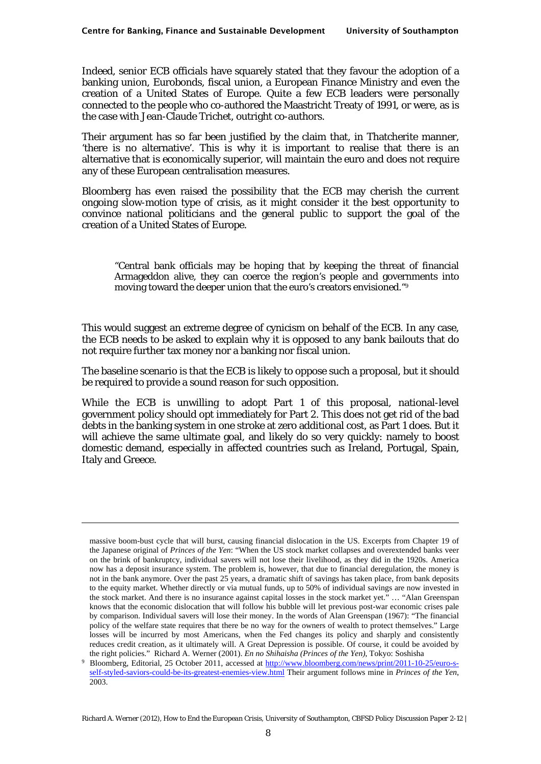Indeed, senior ECB officials have squarely stated that they favour the adoption of a banking union, Eurobonds, fiscal union, a European Finance Ministry and even the creation of a United States of Europe. Quite a few ECB leaders were personally connected to the people who co-authored the Maastricht Treaty of 1991, or were, as is the case with Jean-Claude Trichet, outright co-authors.

Their argument has so far been justified by the claim that, in Thatcherite manner, 'there is no alternative'. This is why it is important to realise that there is an alternative that is economically superior, will maintain the euro and does not require any of these European centralisation measures.

Bloomberg has even raised the possibility that the ECB may cherish the current ongoing slow-motion type of crisis, as it might consider it the best opportunity to convince national politicians and the general public to support the goal of the creation of a United States of Europe.

> "Central bank officials may be hoping that by keeping the threat of financial Armageddon alive, they can coerce the region's people and governments into moving toward the deeper union that the euro's creators envisioned."[9]

This would suggest an extreme degree of cynicism on behalf of the ECB. In any case, the ECB needs to be asked to explain why it is opposed to any bank bailouts that do not require further tax money nor a banking nor fiscal union.

The baseline scenario is that the ECB is likely to oppose such a proposal, but it should be required to provide a sound reason for such opposition.

While the ECB is unwilling to adopt Part 1 of this proposal, national-level government policy should opt immediately for Part 2. This does not get rid of the bad debts in the banking system in one stroke at zero additional cost, as Part 1 does. But it will achieve the same ultimate goal, and likely do so very quickly: namely to boost domestic demand, especially in affected countries such as Ireland, Portugal, Spain, Italy and Greece.

---

massive boom-bust cycle that will burst, causing financial dislocation in the US. Excerpts from Chapter 19 of the Japanese original of *Princes of the Yen*: "When the US stock market collapses and overextended banks veer on the brink of bankruptcy, individual savers will not lose their livelihood, as they did in the 1920s. America now has a deposit insurance system. The problem is, however, that due to financial deregulation, the money is not in the bank anymore. Over the past 25 years, a dramatic shift of savings has taken place, from bank deposits to the equity market. Whether directly or via mutual funds, up to 50% of individual savings are now invested in the stock market. And there is no insurance against capital losses in the stock market yet." … "Alan Greenspan knows that the economic dislocation that will follow his bubble will let previous post-war economic crises pale by comparison. Individual savers will lose their money. In the words of Alan Greenspan (1967): "The financial policy of the welfare state requires that there be no way for the owners of wealth to protect themselves." Large losses will be incurred by most Americans, when the Fed changes its policy and sharply and consistently reduces credit creation, as it ultimately will. A Great Depression is possible. Of course, it could be avoided by the right policies." Richard A. Werner (2001). *En no Shihaisha (Princes of the Yen)*, Tokyo: Soshisha

[9] Bloomberg, Editorial, 25 October 2011, accessed at http://www.bloomberg.com/news/print/2011-10-25/euro-s-self-styled-saviors-could-be-its-greatest-enemies-view.html Their argument follows mine in *Princes of the Yen*, 2003.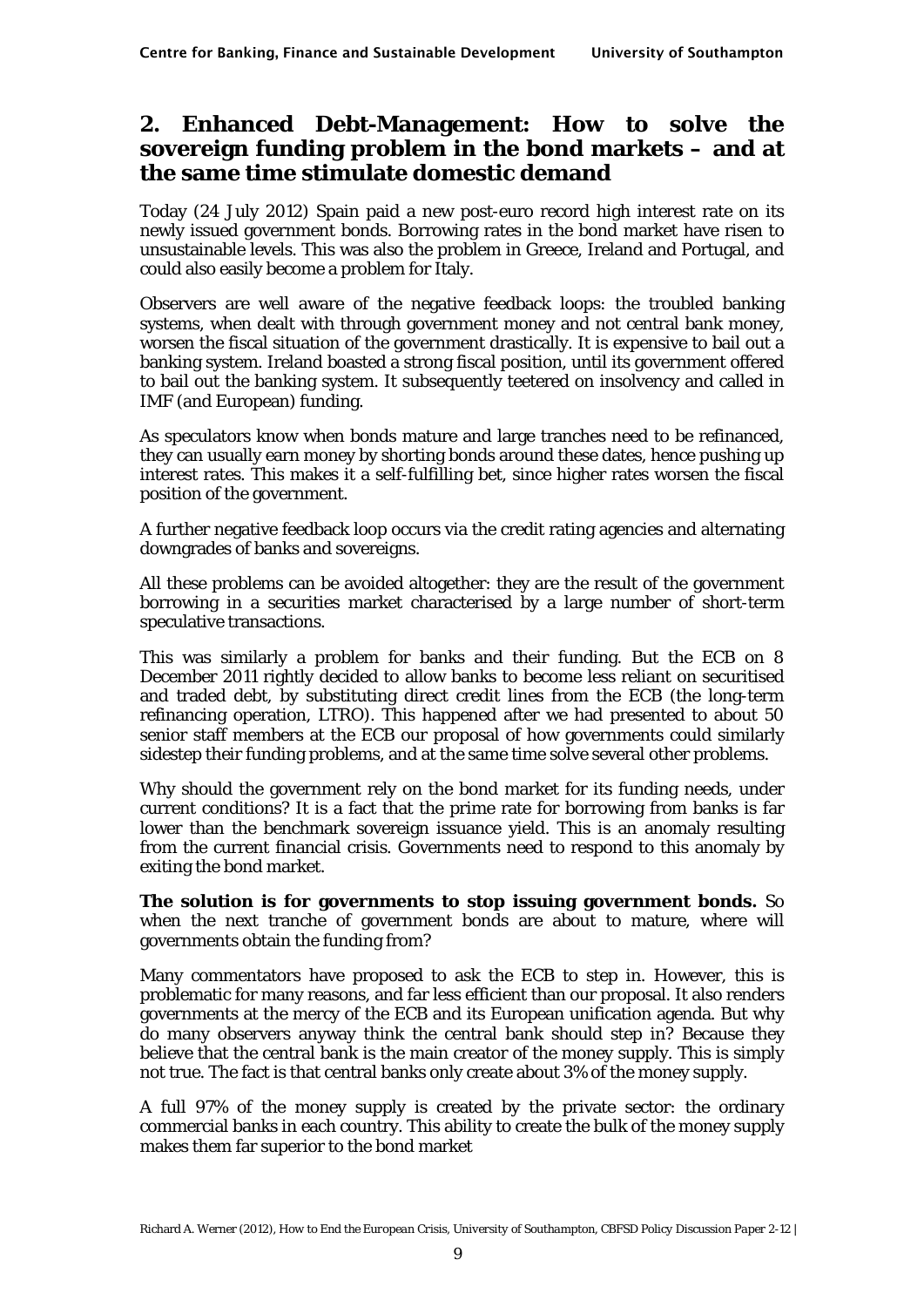## 2. Enhanced Debt-Management: How to solve the sovereign funding problem in the bond markets – and at the same time stimulate domestic demand

Today (24 July 2012) Spain paid a new post-euro record high interest rate on its newly issued government bonds. Borrowing rates in the bond market have risen to unsustainable levels. This was also the problem in Greece, Ireland and Portugal, and could also easily become a problem for Italy.

Observers are well aware of the negative feedback loops: the troubled banking systems, when dealt with through government money and not central bank money, worsen the fiscal situation of the government drastically. It is expensive to bail out a banking system. Ireland boasted a strong fiscal position, until its government offered to bail out the banking system. It subsequently teetered on insolvency and called in IMF (and European) funding.

As speculators know when bonds mature and large tranches need to be refinanced, they can usually earn money by shorting bonds around these dates, hence pushing up interest rates. This makes it a self-fulfilling bet, since higher rates worsen the fiscal position of the government.

A further negative feedback loop occurs via the credit rating agencies and alternating downgrades of banks and sovereigns.

All these problems can be avoided altogether: they are the result of the government borrowing in a securities market characterised by a large number of short-term speculative transactions.

This was similarly a problem for banks and their funding. But the ECB on 8 December 2011 rightly decided to allow banks to become less reliant on securitised and traded debt, by substituting direct credit lines from the ECB (the long-term refinancing operation, LTRO). This happened after we had presented to about 50 senior staff members at the ECB our proposal of how governments could similarly sidestep their funding problems, and at the same time solve several other problems.

Why should the government rely on the bond market for its funding needs, under current conditions? It is a fact that the prime rate for borrowing from banks is far lower than the benchmark sovereign issuance yield. This is an anomaly resulting from the current financial crisis. Governments need to respond to this anomaly by exiting the bond market.

**The solution is for governments to stop issuing government bonds.** So when the next tranche of government bonds are about to mature, where will governments obtain the funding from?

Many commentators have proposed to ask the ECB to step in. However, this is problematic for many reasons, and far less efficient than our proposal. It also renders governments at the mercy of the ECB and its European unification agenda. But why do many observers anyway think the central bank should step in? Because they believe that the central bank is the main creator of the money supply. This is simply not true. The fact is that central banks only create about 3% of the money supply.

A full 97% of the money supply is created by the private sector: the ordinary commercial banks in each country. This ability to create the bulk of the money supply makes them far superior to the bond market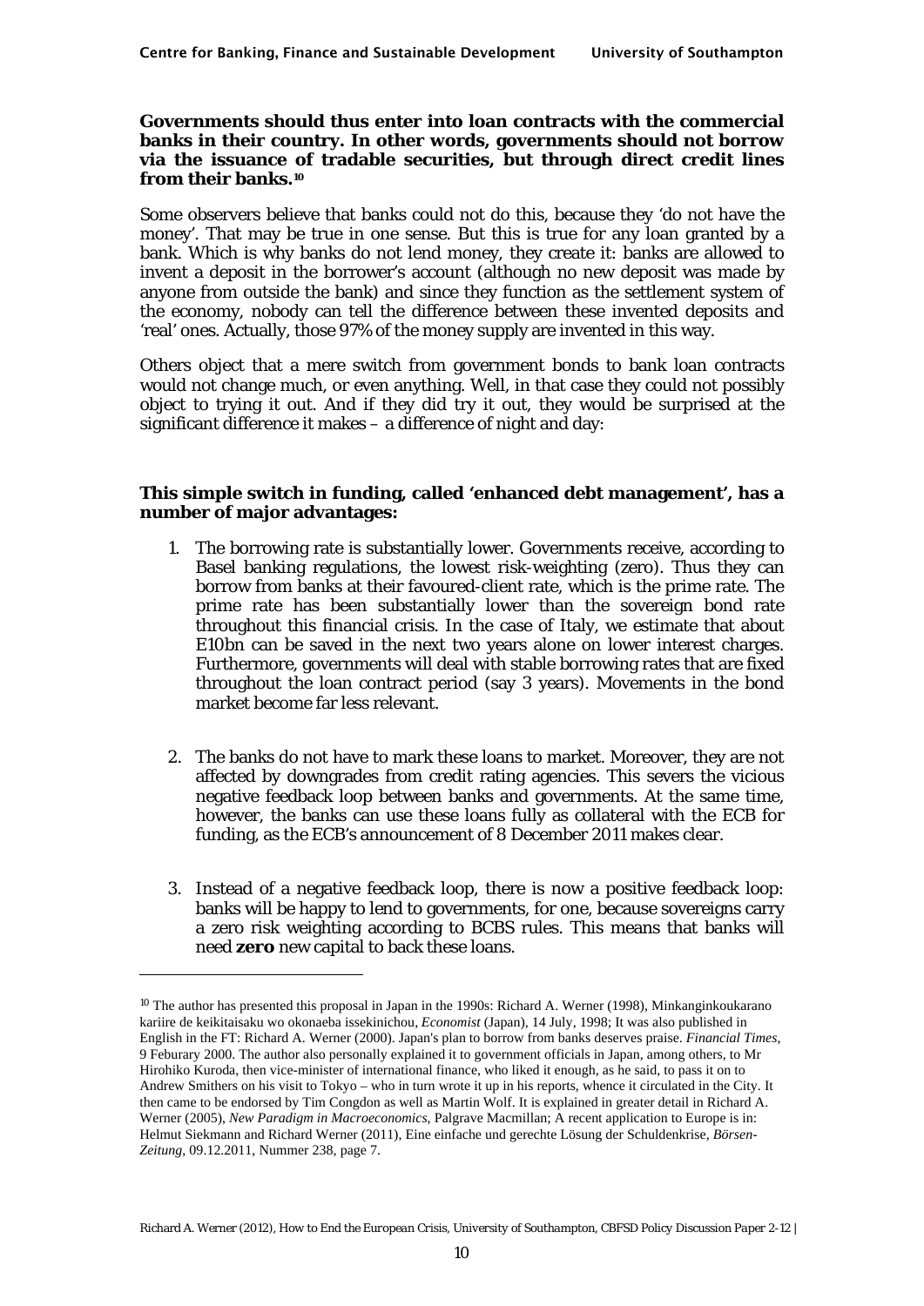**Governments should thus enter into loan contracts with the commercial banks in their country. In other words, governments should not borrow via the issuance of tradable securities, but through direct credit lines from their banks.**[10]

Some observers believe that banks could not do this, because they 'do not have the money'. That may be true in one sense. But this is true for any loan granted by a bank. Which is why banks do not lend money, they create it: banks are allowed to invent a deposit in the borrower's account (although no new deposit was made by anyone from outside the bank) and since they function as the settlement system of the economy, nobody can tell the difference between these invented deposits and 'real' ones. Actually, those 97% of the money supply are invented in this way.

Others object that a mere switch from government bonds to bank loan contracts would not change much, or even anything. Well, in that case they could not possibly object to trying it out. And if they did try it out, they would be surprised at the significant difference it makes – a difference of night and day:

**This simple switch in funding, called 'enhanced debt management', has a number of major advantages:**

1. The borrowing rate is substantially lower. Governments receive, according to Basel banking regulations, the lowest risk-weighting (zero). Thus they can borrow from banks at their favoured-client rate, which is the prime rate. The prime rate has been substantially lower than the sovereign bond rate throughout this financial crisis. In the case of Italy, we estimate that about E10bn can be saved in the next two years alone on lower interest charges. Furthermore, governments will deal with stable borrowing rates that are fixed throughout the loan contract period (say 3 years). Movements in the bond market become far less relevant.

2. The banks do not have to mark these loans to market. Moreover, they are not affected by downgrades from credit rating agencies. This severs the vicious negative feedback loop between banks and governments. At the same time, however, the banks can use these loans fully as collateral with the ECB for funding, as the ECB's announcement of 8 December 2011 makes clear.

3. Instead of a negative feedback loop, there is now a positive feedback loop: banks will be happy to lend to governments, for one, because sovereigns carry a zero risk weighting according to BCBS rules. This means that banks will need **zero** new capital to back these loans.

---

[10] The author has presented this proposal in Japan in the 1990s: Richard A. Werner (1998), Minkanginkoukarano kariire de keikitaisaku wo okonaeba issekinichou, *Economist* (Japan), 14 July, 1998; It was also published in English in the FT: Richard A. Werner (2000). Japan's plan to borrow from banks deserves praise. *Financial Times*, 9 Feburary 2000. The author also personally explained it to government officials in Japan, among others, to Mr Hirohiko Kuroda, then vice-minister of international finance, who liked it enough, as he said, to pass it on to Andrew Smithers on his visit to Tokyo – who in turn wrote it up in his reports, whence it circulated in the City. It then came to be endorsed by Tim Congdon as well as Martin Wolf. It is explained in greater detail in Richard A. Werner (2005), *New Paradigm in Macroeconomics*, Palgrave Macmillan; A recent application to Europe is in: Helmut Siekmann and Richard Werner (2011), Eine einfache und gerechte Lösung der Schuldenkrise, *Börsen-Zeitung*, 09.12.2011, Nummer 238, page 7.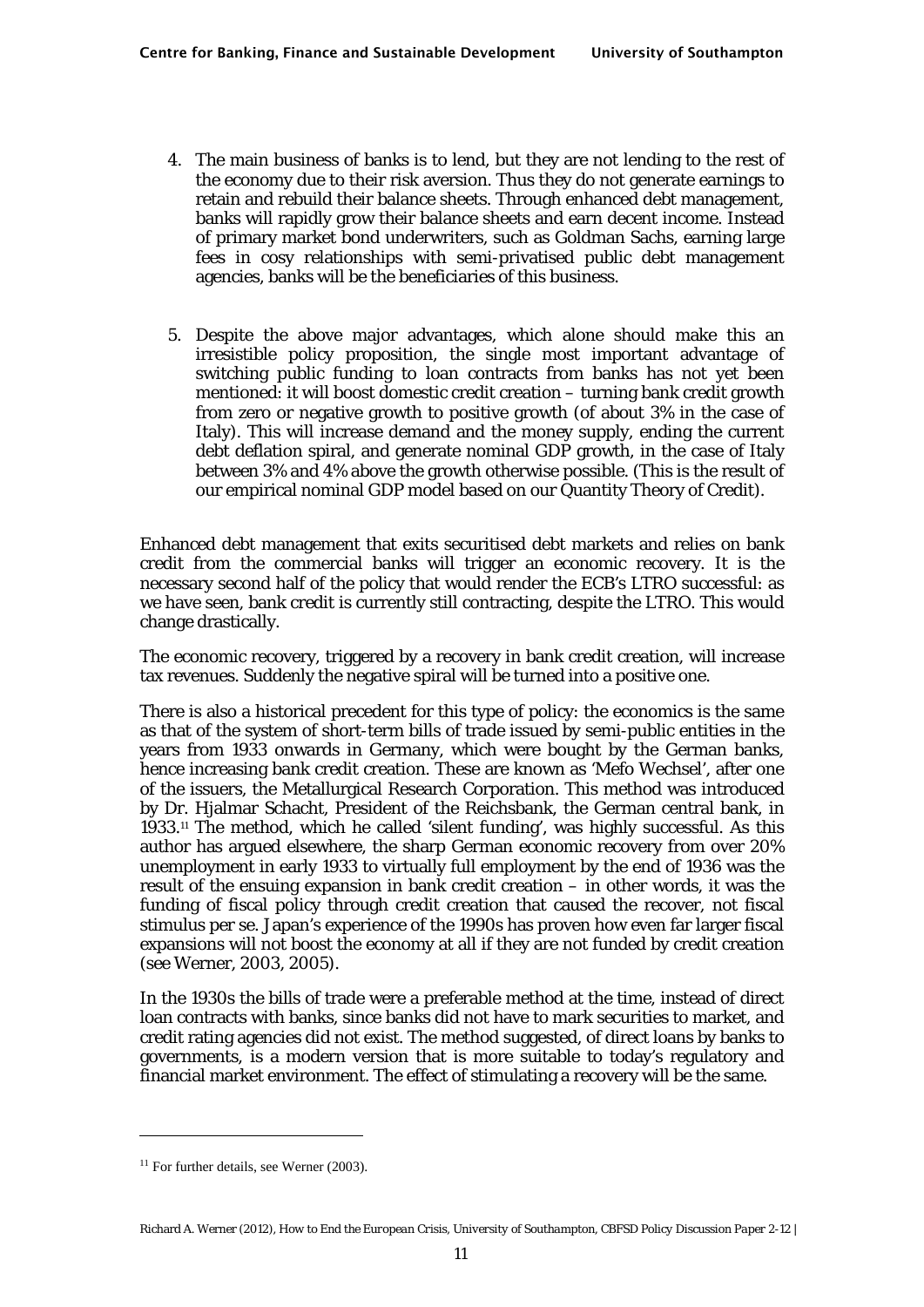4. The main business of banks is to lend, but they are not lending to the rest of the economy due to their risk aversion. Thus they do not generate earnings to retain and rebuild their balance sheets. Through enhanced debt management, banks will rapidly grow their balance sheets and earn decent income. Instead of primary market bond underwriters, such as Goldman Sachs, earning large fees in cosy relationships with semi-privatised public debt management agencies, banks will be the beneficiaries of this business.

5. Despite the above major advantages, which alone should make this an irresistible policy proposition, the single most important advantage of switching public funding to loan contracts from banks has not yet been mentioned: it will boost domestic credit creation – turning bank credit growth from zero or negative growth to positive growth (of about 3% in the case of Italy). This will increase demand and the money supply, ending the current debt deflation spiral, and generate nominal GDP growth, in the case of Italy between 3% and 4% above the growth otherwise possible. (This is the result of our empirical nominal GDP model based on our Quantity Theory of Credit).

Enhanced debt management that exits securitised debt markets and relies on bank credit from the commercial banks will trigger an economic recovery. It is the necessary second half of the policy that would render the ECB's LTRO successful: as we have seen, bank credit is currently still contracting, despite the LTRO. This would change drastically.

The economic recovery, triggered by a recovery in bank credit creation, will increase tax revenues. Suddenly the negative spiral will be turned into a positive one.

There is also a historical precedent for this type of policy: the economics is the same as that of the system of short-term bills of trade issued by semi-public entities in the years from 1933 onwards in Germany, which were bought by the German banks, hence increasing bank credit creation. These are known as 'Mefo Wechsel', after one of the issuers, the Metallurgical Research Corporation. This method was introduced by Dr. Hjalmar Schacht, President of the Reichsbank, the German central bank, in 1933.[11] The method, which he called 'silent funding', was highly successful. As this author has argued elsewhere, the sharp German economic recovery from over 20% unemployment in early 1933 to virtually full employment by the end of 1936 was the result of the ensuing expansion in bank credit creation – in other words, it was the funding of fiscal policy through credit creation that caused the recover, not fiscal stimulus per se. Japan's experience of the 1990s has proven how even far larger fiscal expansions will not boost the economy at all if they are not funded by credit creation (see Werner, 2003, 2005).

In the 1930s the bills of trade were a preferable method at the time, instead of direct loan contracts with banks, since banks did not have to mark securities to market, and credit rating agencies did not exist. The method suggested, of direct loans by banks to governments, is a modern version that is more suitable to today's regulatory and financial market environment. The effect of stimulating a recovery will be the same.

---

[11] For further details, see Werner (2003).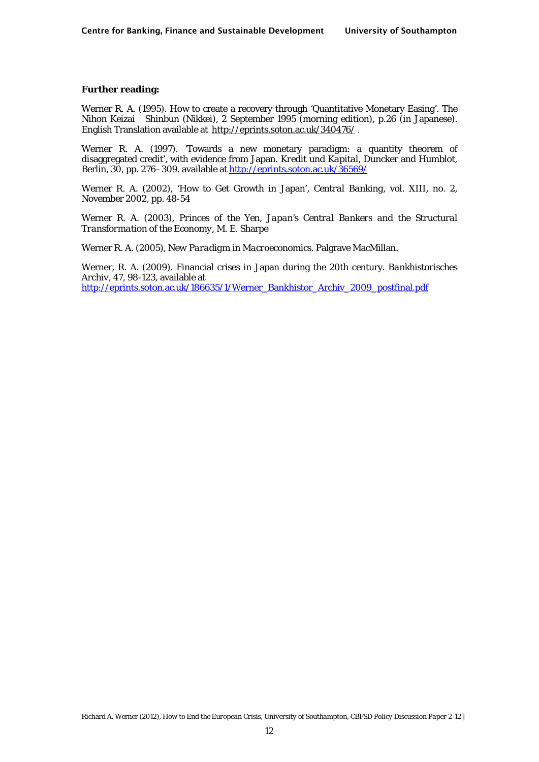**Further reading:**

Werner R. A. (1995). How to create a recovery through 'Quantitative Monetary Easing'. The Nihon Keizai Shinbun (Nikkei), 2 September 1995 (morning edition), p.26 (in Japanese). English Translation available at http://eprints.soton.ac.uk/340476/ .

Werner R. A. (1997). 'Towards a new monetary paradigm: a quantity theorem of disaggregated credit', with evidence from Japan. *Kredit und Kapital*, Duncker and Humblot, Berlin, 30, pp. 276–309. available at http://eprints.soton.ac.uk/36569/

Werner R. A. (2002), 'How to Get Growth in Japan', *Central Banking*, vol. XIII, no. 2, November 2002, pp. 48-54

Werner R. A. (2003), *Princes of the Yen, Japan's Central Bankers and the Structural Transformation of the Economy*, M. E. Sharpe

Werner R. A. (2005), *New Paradigm in Macroeconomics*. Palgrave MacMillan.

Werner, R. A. (2009). Financial crises in Japan during the 20th century. *Bankhistorisches Archiv*, 47, 98-123, available at http://eprints.soton.ac.uk/186635/1/Werner_Bankhistor_Archiv_2009_postfinal.pdf